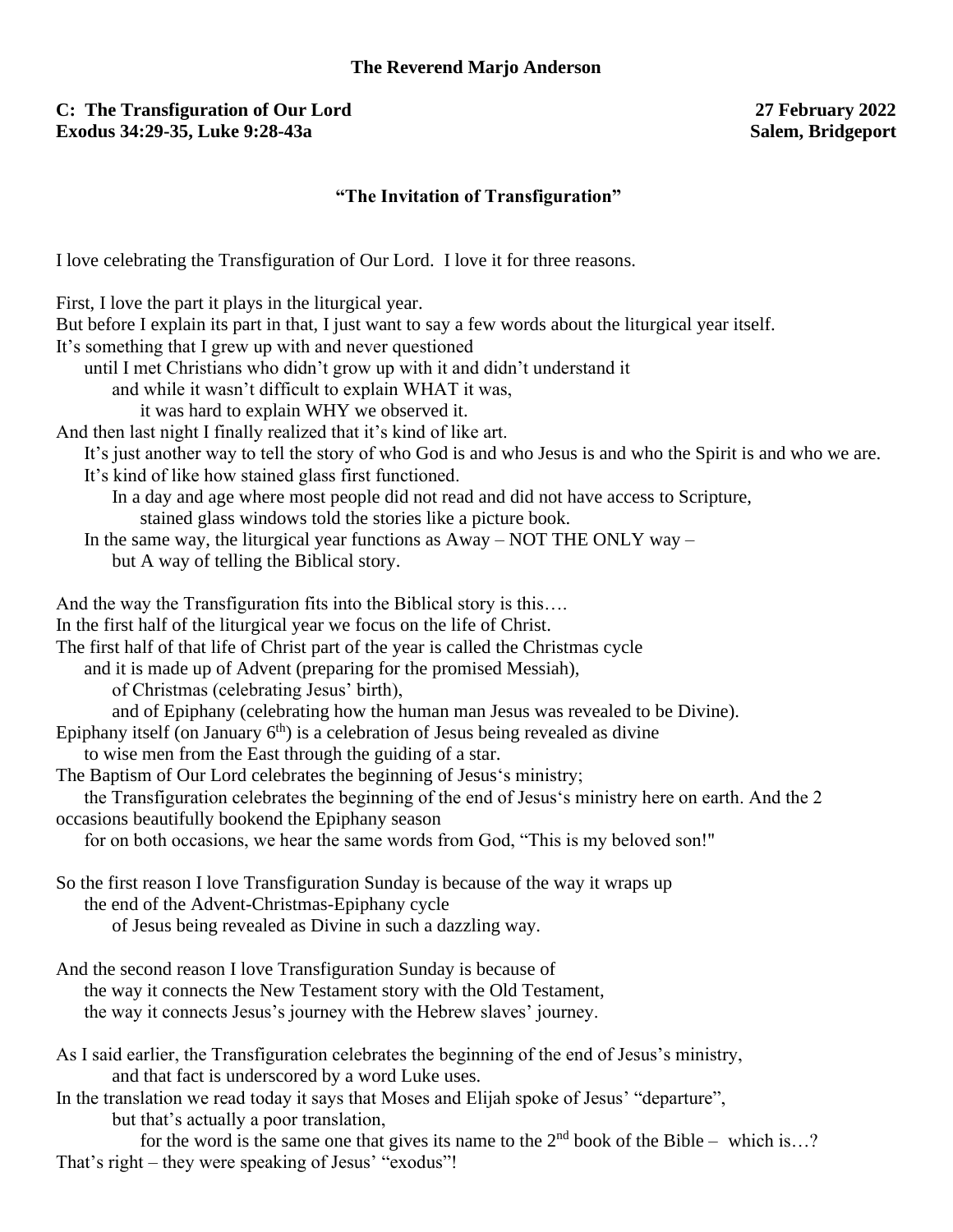**The Reverend Marjo Anderson**

**C: The Transfiguration of Our Lord** — **27 February 2022**
**Exodus 34:29-35, Luke 9:28-43a** — **Salem, Bridgeport**

## "The Invitation of Transfiguration"

I love celebrating the Transfiguration of Our Lord. I love it for three reasons.

First, I love the part it plays in the liturgical year.
But before I explain its part in that, I just want to say a few words about the liturgical year itself.
It's something that I grew up with and never questioned
until I met Christians who didn't grow up with it and didn't understand it
and while it wasn't difficult to explain WHAT it was,
it was hard to explain WHY we observed it.
And then last night I finally realized that it's kind of like art.
It's just another way to tell the story of who God is and who Jesus is and who the Spirit is and who we are.
It's kind of like how stained glass first functioned.
In a day and age where most people did not read and did not have access to Scripture,
stained glass windows told the stories like a picture book.
In the same way, the liturgical year functions as Away – NOT THE ONLY way –
but A way of telling the Biblical story.

And the way the Transfiguration fits into the Biblical story is this….
In the first half of the liturgical year we focus on the life of Christ.
The first half of that life of Christ part of the year is called the Christmas cycle
and it is made up of Advent (preparing for the promised Messiah),
of Christmas (celebrating Jesus' birth),
and of Epiphany (celebrating how the human man Jesus was revealed to be Divine).
Epiphany itself (on January 6th) is a celebration of Jesus being revealed as divine
to wise men from the East through the guiding of a star.
The Baptism of Our Lord celebrates the beginning of Jesus's ministry;
the Transfiguration celebrates the beginning of the end of Jesus's ministry here on earth. And the 2 occasions beautifully bookend the Epiphany season
for on both occasions, we hear the same words from God, "This is my beloved son!"

So the first reason I love Transfiguration Sunday is because of the way it wraps up
the end of the Advent-Christmas-Epiphany cycle
of Jesus being revealed as Divine in such a dazzling way.

And the second reason I love Transfiguration Sunday is because of
the way it connects the New Testament story with the Old Testament,
the way it connects Jesus's journey with the Hebrew slaves' journey.

As I said earlier, the Transfiguration celebrates the beginning of the end of Jesus's ministry,
and that fact is underscored by a word Luke uses.
In the translation we read today it says that Moses and Elijah spoke of Jesus' "departure",
but that's actually a poor translation,
for the word is the same one that gives its name to the 2nd book of the Bible – which is…?
That's right – they were speaking of Jesus' "exodus"!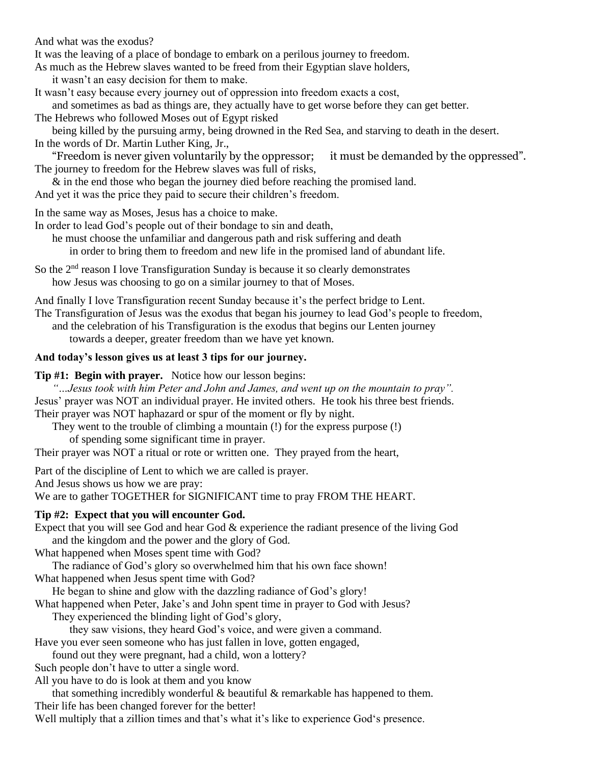And what was the exodus?
It was the leaving of a place of bondage to embark on a perilous journey to freedom.
As much as the Hebrew slaves wanted to be freed from their Egyptian slave holders,
it wasn't an easy decision for them to make.
It wasn't easy because every journey out of oppression into freedom exacts a cost,
and sometimes as bad as things are, they actually have to get worse before they can get better.
The Hebrews who followed Moses out of Egypt risked
being killed by the pursuing army, being drowned in the Red Sea, and starving to death in the desert.
In the words of Dr. Martin Luther King, Jr.,
"Freedom is never given voluntarily by the oppressor; it must be demanded by the oppressed".
The journey to freedom for the Hebrew slaves was full of risks,
& in the end those who began the journey died before reaching the promised land.
And yet it was the price they paid to secure their children's freedom.

In the same way as Moses, Jesus has a choice to make.
In order to lead God's people out of their bondage to sin and death,
he must choose the unfamiliar and dangerous path and risk suffering and death
in order to bring them to freedom and new life in the promised land of abundant life.

So the 2nd reason I love Transfiguration Sunday is because it so clearly demonstrates
how Jesus was choosing to go on a similar journey to that of Moses.

And finally I love Transfiguration recent Sunday because it's the perfect bridge to Lent.
The Transfiguration of Jesus was the exodus that began his journey to lead God's people to freedom,
and the celebration of his Transfiguration is the exodus that begins our Lenten journey
towards a deeper, greater freedom than we have yet known.

**And today's lesson gives us at least 3 tips for our journey.**

**Tip #1: Begin with prayer.** Notice how our lesson begins:
*"…Jesus took with him Peter and John and James, and went up on the mountain to pray".*
Jesus' prayer was NOT an individual prayer. He invited others. He took his three best friends.
Their prayer was NOT haphazard or spur of the moment or fly by night.
They went to the trouble of climbing a mountain (!) for the express purpose (!)
of spending some significant time in prayer.
Their prayer was NOT a ritual or rote or written one. They prayed from the heart,

Part of the discipline of Lent to which we are called is prayer.
And Jesus shows us how we are pray:
We are to gather TOGETHER for SIGNIFICANT time to pray FROM THE HEART.

**Tip #2: Expect that you will encounter God.**
Expect that you will see God and hear God & experience the radiant presence of the living God
and the kingdom and the power and the glory of God.
What happened when Moses spent time with God?
The radiance of God's glory so overwhelmed him that his own face shown!
What happened when Jesus spent time with God?
He began to shine and glow with the dazzling radiance of God's glory!
What happened when Peter, Jake's and John spent time in prayer to God with Jesus?
They experienced the blinding light of God's glory,
they saw visions, they heard God's voice, and were given a command.
Have you ever seen someone who has just fallen in love, gotten engaged,
found out they were pregnant, had a child, won a lottery?
Such people don't have to utter a single word.
All you have to do is look at them and you know
that something incredibly wonderful & beautiful & remarkable has happened to them.
Their life has been changed forever for the better!
Well multiply that a zillion times and that's what it's like to experience God's presence.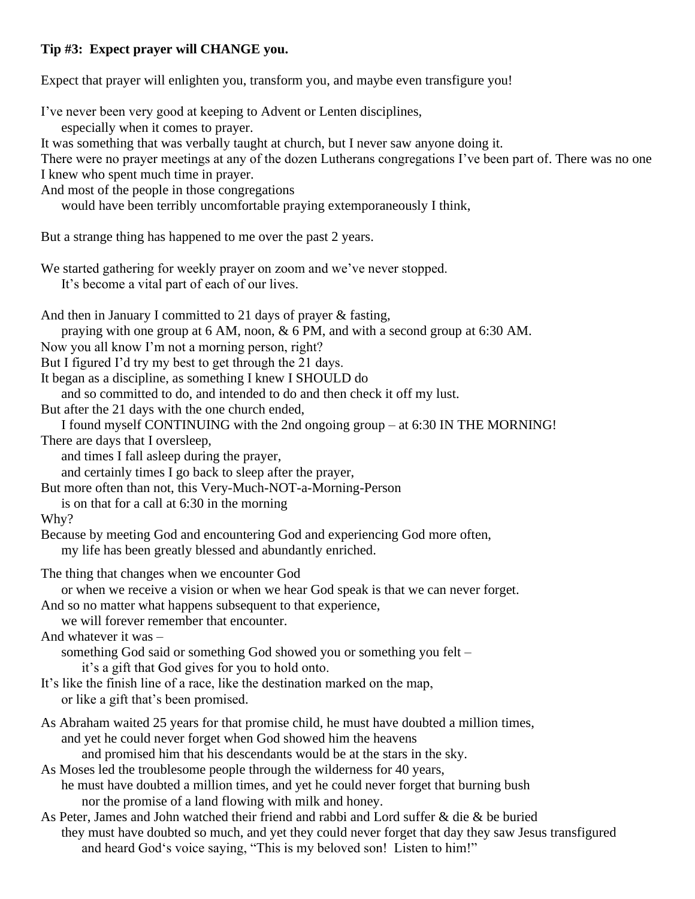**Tip #3: Expect prayer will CHANGE you.**

Expect that prayer will enlighten you, transform you, and maybe even transfigure you!

I've never been very good at keeping to Advent or Lenten disciplines,
especially when it comes to prayer.
It was something that was verbally taught at church, but I never saw anyone doing it.
There were no prayer meetings at any of the dozen Lutherans congregations I've been part of. There was no one I knew who spent much time in prayer.
And most of the people in those congregations
would have been terribly uncomfortable praying extemporaneously I think,

But a strange thing has happened to me over the past 2 years.

We started gathering for weekly prayer on zoom and we've never stopped.
It's become a vital part of each of our lives.

And then in January I committed to 21 days of prayer & fasting,
praying with one group at 6 AM, noon, & 6 PM, and with a second group at 6:30 AM.
Now you all know I'm not a morning person, right?
But I figured I'd try my best to get through the 21 days.
It began as a discipline, as something I knew I SHOULD do
and so committed to do, and intended to do and then check it off my lust.
But after the 21 days with the one church ended,
I found myself CONTINUING with the 2nd ongoing group – at 6:30 IN THE MORNING!
There are days that I oversleep,
and times I fall asleep during the prayer,
and certainly times I go back to sleep after the prayer,
But more often than not, this Very-Much-NOT-a-Morning-Person
is on that for a call at 6:30 in the morning
Why?
Because by meeting God and encountering God and experiencing God more often,
my life has been greatly blessed and abundantly enriched.

The thing that changes when we encounter God
or when we receive a vision or when we hear God speak is that we can never forget.
And so no matter what happens subsequent to that experience,
we will forever remember that encounter.
And whatever it was –
something God said or something God showed you or something you felt –
it's a gift that God gives for you to hold onto.
It's like the finish line of a race, like the destination marked on the map,
or like a gift that's been promised.

As Abraham waited 25 years for that promise child, he must have doubted a million times,
and yet he could never forget when God showed him the heavens
and promised him that his descendants would be at the stars in the sky.
As Moses led the troublesome people through the wilderness for 40 years,
he must have doubted a million times, and yet he could never forget that burning bush
nor the promise of a land flowing with milk and honey.
As Peter, James and John watched their friend and rabbi and Lord suffer & die & be buried
they must have doubted so much, and yet they could never forget that day they saw Jesus transfigured
and heard God's voice saying, "This is my beloved son! Listen to him!"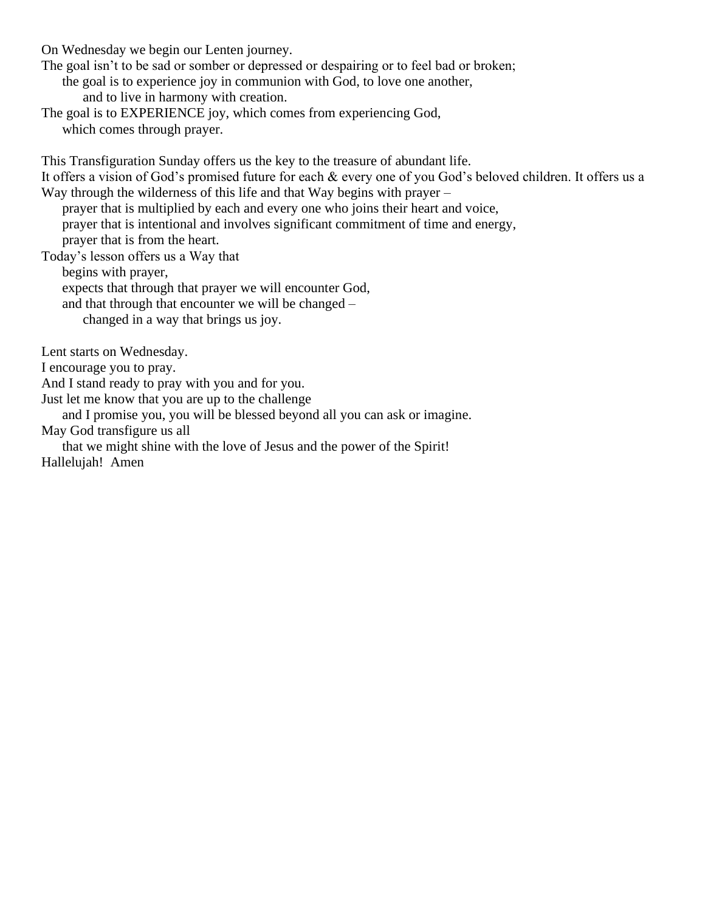On Wednesday we begin our Lenten journey.
The goal isn't to be sad or somber or depressed or despairing or to feel bad or broken;
the goal is to experience joy in communion with God, to love one another,
and to live in harmony with creation.
The goal is to EXPERIENCE joy, which comes from experiencing God,
which comes through prayer.

This Transfiguration Sunday offers us the key to the treasure of abundant life.
It offers a vision of God's promised future for each & every one of you God's beloved children. It offers us a Way through the wilderness of this life and that Way begins with prayer –
prayer that is multiplied by each and every one who joins their heart and voice,
prayer that is intentional and involves significant commitment of time and energy,
prayer that is from the heart.
Today's lesson offers us a Way that
begins with prayer,
expects that through that prayer we will encounter God,
and that through that encounter we will be changed –
changed in a way that brings us joy.

Lent starts on Wednesday.
I encourage you to pray.
And I stand ready to pray with you and for you.
Just let me know that you are up to the challenge
and I promise you, you will be blessed beyond all you can ask or imagine.
May God transfigure us all
that we might shine with the love of Jesus and the power of the Spirit!
Hallelujah! Amen